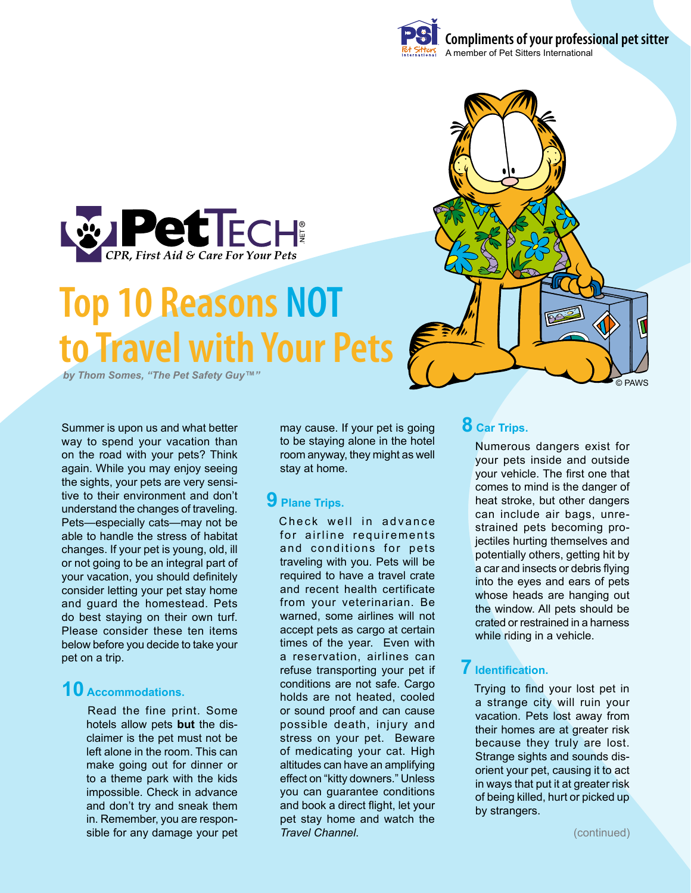Compliments of your professional pet sitter
A member of Pet Sitters International

PetTECH.NET®
*CPR, First Aid & Care For Your Pets*

# Top 10 Reasons NOT to Travel with Your Pets

*by Thom Somes, "The Pet Safety Guy™"*

© PAWS

Summer is upon us and what better way to spend your vacation than on the road with your pets? Think again. While you may enjoy seeing the sights, your pets are very sensitive to their environment and don't understand the changes of traveling. Pets—especially cats—may not be able to handle the stress of habitat changes. If your pet is young, old, ill or not going to be an integral part of your vacation, you should definitely consider letting your pet stay home and guard the homestead. Pets do best staying on their own turf. Please consider these ten items below before you decide to take your pet on a trip.

## 10 Accommodations.

Read the fine print. Some hotels allow pets **but** the disclaimer is the pet must not be left alone in the room. This can make going out for dinner or to a theme park with the kids impossible. Check in advance and don't try and sneak them in. Remember, you are responsible for any damage your pet may cause. If your pet is going to be staying alone in the hotel room anyway, they might as well stay at home.

## 9 Plane Trips.

Check well in advance for airline requirements and conditions for pets traveling with you. Pets will be required to have a travel crate and recent health certificate from your veterinarian. Be warned, some airlines will not accept pets as cargo at certain times of the year. Even with a reservation, airlines can refuse transporting your pet if conditions are not safe. Cargo holds are not heated, cooled or sound proof and can cause possible death, injury and stress on your pet. Beware of medicating your cat. High altitudes can have an amplifying effect on "kitty downers." Unless you can guarantee conditions and book a direct flight, let your pet stay home and watch the *Travel Channel*.

## 8 Car Trips.

Numerous dangers exist for your pets inside and outside your vehicle. The first one that comes to mind is the danger of heat stroke, but other dangers can include air bags, unrestrained pets becoming projectiles hurting themselves and potentially others, getting hit by a car and insects or debris flying into the eyes and ears of pets whose heads are hanging out the window. All pets should be crated or restrained in a harness while riding in a vehicle.

## 7 Identification.

Trying to find your lost pet in a strange city will ruin your vacation. Pets lost away from their homes are at greater risk because they truly are lost. Strange sights and sounds disorient your pet, causing it to act in ways that put it at greater risk of being killed, hurt or picked up by strangers.

(continued)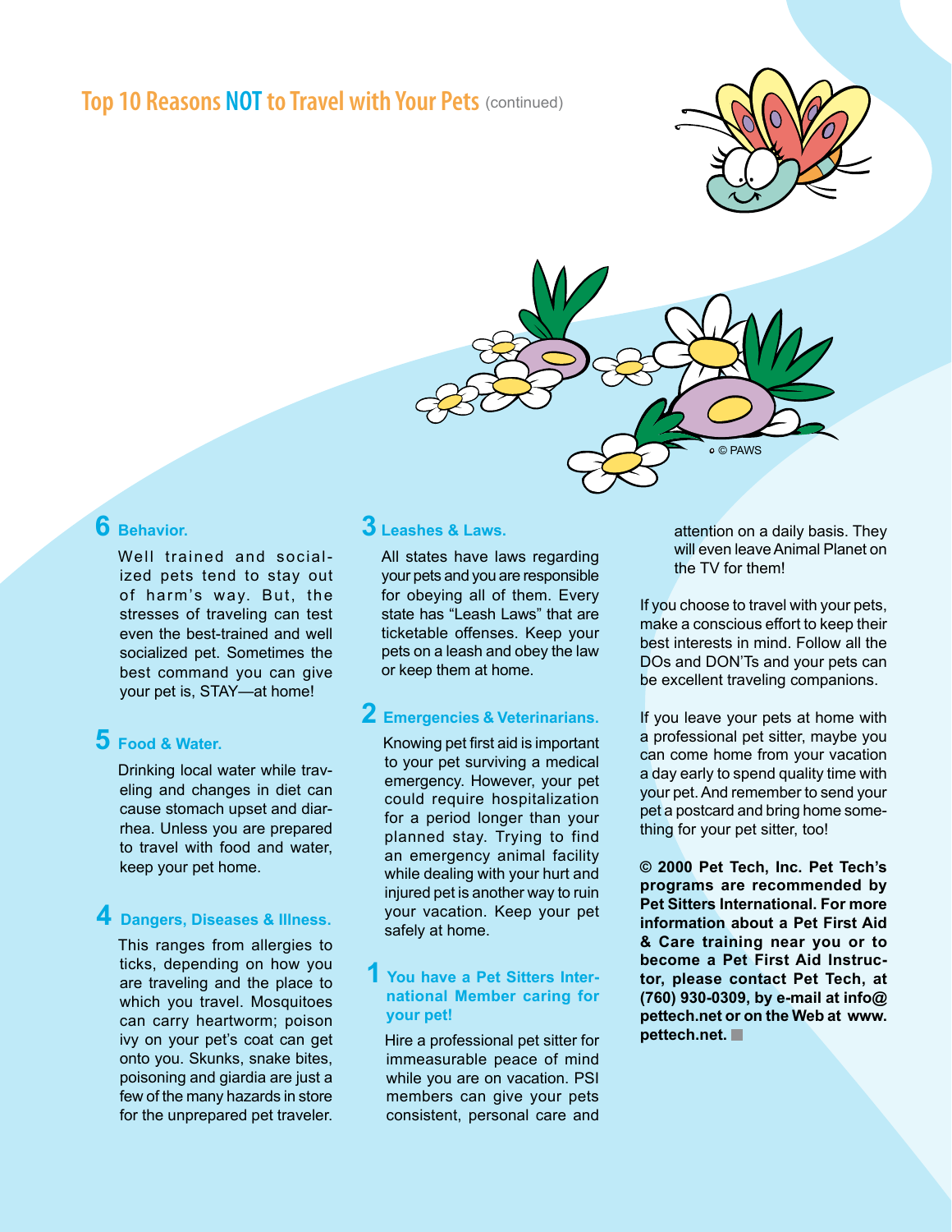# Top 10 Reasons NOT to Travel with Your Pets (continued)

© PAWS

## 6 Behavior.

Well trained and socialized pets tend to stay out of harm's way. But, the stresses of traveling can test even the best-trained and well socialized pet. Sometimes the best command you can give your pet is, STAY—at home!

## 5 Food & Water.

Drinking local water while traveling and changes in diet can cause stomach upset and diarrhea. Unless you are prepared to travel with food and water, keep your pet home.

## 4 Dangers, Diseases & Illness.

This ranges from allergies to ticks, depending on how you are traveling and the place to which you travel. Mosquitoes can carry heartworm; poison ivy on your pet's coat can get onto you. Skunks, snake bites, poisoning and giardia are just a few of the many hazards in store for the unprepared pet traveler.

## 3 Leashes & Laws.

All states have laws regarding your pets and you are responsible for obeying all of them. Every state has "Leash Laws" that are ticketable offenses. Keep your pets on a leash and obey the law or keep them at home.

## 2 Emergencies & Veterinarians.

Knowing pet first aid is important to your pet surviving a medical emergency. However, your pet could require hospitalization for a period longer than your planned stay. Trying to find an emergency animal facility while dealing with your hurt and injured pet is another way to ruin your vacation. Keep your pet safely at home.

## 1 You have a Pet Sitters International Member caring for your pet!

Hire a professional pet sitter for immeasurable peace of mind while you are on vacation. PSI members can give your pets consistent, personal care and attention on a daily basis. They will even leave Animal Planet on the TV for them!

If you choose to travel with your pets, make a conscious effort to keep their best interests in mind. Follow all the DOs and DON'Ts and your pets can be excellent traveling companions.

If you leave your pets at home with a professional pet sitter, maybe you can come home from your vacation a day early to spend quality time with your pet. And remember to send your pet a postcard and bring home something for your pet sitter, too!

**© 2000 Pet Tech, Inc. Pet Tech's programs are recommended by Pet Sitters International. For more information about a Pet First Aid & Care training near you or to become a Pet First Aid Instructor, please contact Pet Tech, at (760) 930-0309, by e-mail at info@pettech.net or on the Web at www.pettech.net.**